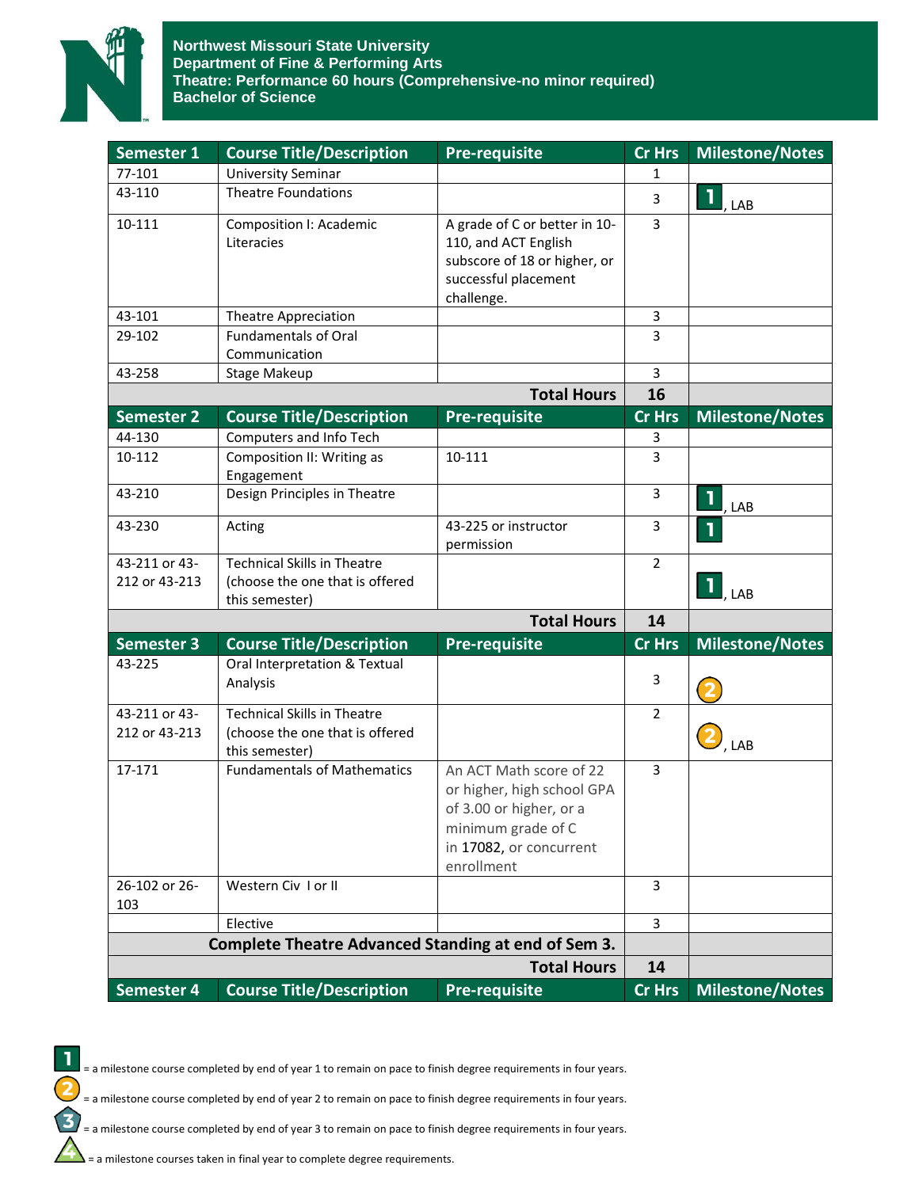# Northwest Missouri State University
## Department of Fine & Performing Arts
## Theatre: Performance 60 hours (Comprehensive-no minor required)
## Bachelor of Science

| Semester 1 | Course Title/Description | Pre-requisite | Cr Hrs | Milestone/Notes |
|---|---|---|---|---|
| 77-101 | University Seminar | | 1 | |
| 43-110 | Theatre Foundations | | 3 | 1, LAB |
| 10-111 | Composition I: Academic Literacies | A grade of C or better in 10-110, and ACT English subscore of 18 or higher, or successful placement challenge. | 3 | |
| 43-101 | Theatre Appreciation | | 3 | |
| 29-102 | Fundamentals of Oral Communication | | 3 | |
| 43-258 | Stage Makeup | | 3 | |
| | | **Total Hours** | **16** | |
| **Semester 2** | **Course Title/Description** | **Pre-requisite** | **Cr Hrs** | **Milestone/Notes** |
| 44-130 | Computers and Info Tech | | 3 | |
| 10-112 | Composition II: Writing as Engagement | 10-111 | 3 | |
| 43-210 | Design Principles in Theatre | | 3 | 1, LAB |
| 43-230 | Acting | 43-225 or instructor permission | 3 | 1 |
| 43-211 or 43-212 or 43-213 | Technical Skills in Theatre (choose the one that is offered this semester) | | 2 | 1, LAB |
| | | **Total Hours** | **14** | |
| **Semester 3** | **Course Title/Description** | **Pre-requisite** | **Cr Hrs** | **Milestone/Notes** |
| 43-225 | Oral Interpretation & Textual Analysis | | 3 | 2 |
| 43-211 or 43-212 or 43-213 | Technical Skills in Theatre (choose the one that is offered this semester) | | 2 | 2, LAB |
| 17-171 | Fundamentals of Mathematics | An ACT Math score of 22 or higher, high school GPA of 3.00 or higher, or a minimum grade of C in 17082, or concurrent enrollment | 3 | |
| 26-102 or 26-103 | Western Civ I or II | | 3 | |
| | Elective | | 3 | |
| | **Complete Theatre Advanced Standing at end of Sem 3.** | | | |
| | | **Total Hours** | **14** | |
| **Semester 4** | **Course Title/Description** | **Pre-requisite** | **Cr Hrs** | **Milestone/Notes** |

1 = a milestone course completed by end of year 1 to remain on pace to finish degree requirements in four years.

2 = a milestone course completed by end of year 2 to remain on pace to finish degree requirements in four years.

3 = a milestone course completed by end of year 3 to remain on pace to finish degree requirements in four years.

4 = a milestone courses taken in final year to complete degree requirements.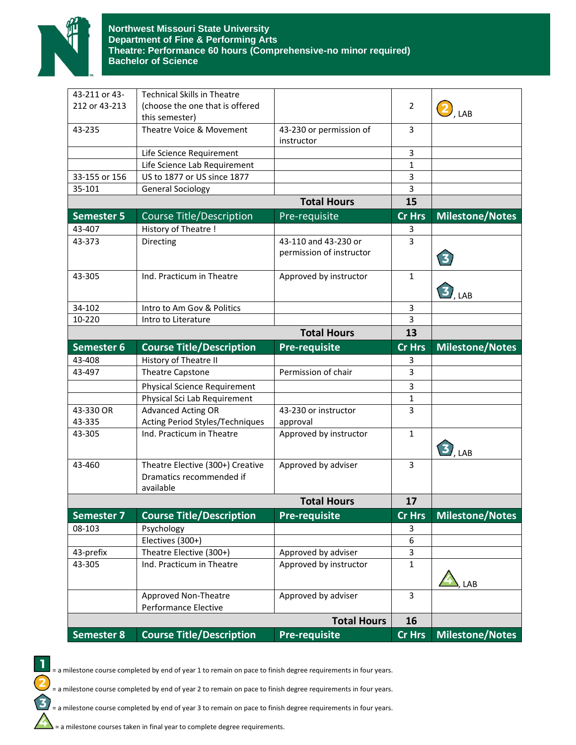**Northwest Missouri State University**
**Department of Fine & Performing Arts**
**Theatre: Performance 60 hours (Comprehensive-no minor required)**
**Bachelor of Science**

| | | | | |
|---|---|---|---|---|
| 43-211 or 43-212 or 43-213 | Technical Skills in Theatre (choose the one that is offered this semester) | | 2 | 2, LAB |
| 43-235 | Theatre Voice & Movement | 43-230 or permission of instructor | 3 | |
| | Life Science Requirement | | 3 | |
| | Life Science Lab Requirement | | 1 | |
| 33-155 or 156 | US to 1877 or US since 1877 | | 3 | |
| 35-101 | General Sociology | | 3 | |
| | | **Total Hours** | **15** | |
| **Semester 5** | **Course Title/Description** | **Pre-requisite** | **Cr Hrs** | **Milestone/Notes** |
| 43-407 | History of Theatre ! | | 3 | |
| 43-373 | Directing | 43-110 and 43-230 or permission of instructor | 3 | 3 |
| 43-305 | Ind. Practicum in Theatre | Approved by instructor | 1 | 3, LAB |
| 34-102 | Intro to Am Gov & Politics | | 3 | |
| 10-220 | Intro to Literature | | 3 | |
| | | **Total Hours** | **13** | |
| **Semester 6** | **Course Title/Description** | **Pre-requisite** | **Cr Hrs** | **Milestone/Notes** |
| 43-408 | History of Theatre II | | 3 | |
| 43-497 | Theatre Capstone | Permission of chair | 3 | |
| | Physical Science Requirement | | 3 | |
| | Physical Sci Lab Requirement | | 1 | |
| 43-330 OR 43-335 | Advanced Acting OR Acting Period Styles/Techniques | 43-230 or instructor approval | 3 | |
| 43-305 | Ind. Practicum in Theatre | Approved by instructor | 1 | 3, LAB |
| 43-460 | Theatre Elective (300+) Creative Dramatics recommended if available | Approved by adviser | 3 | |
| | | **Total Hours** | **17** | |
| **Semester 7** | **Course Title/Description** | **Pre-requisite** | **Cr Hrs** | **Milestone/Notes** |
| 08-103 | Psychology | | 3 | |
| | Electives (300+) | | 6 | |
| 43-prefix | Theatre Elective (300+) | Approved by adviser | 3 | |
| 43-305 | Ind. Practicum in Theatre | Approved by instructor | 1 | 4, LAB |
| | Approved Non-Theatre Performance Elective | Approved by adviser | 3 | |
| | | **Total Hours** | **16** | |
| **Semester 8** | **Course Title/Description** | **Pre-requisite** | **Cr Hrs** | **Milestone/Notes** |

1 = a milestone course completed by end of year 1 to remain on pace to finish degree requirements in four years.

2 = a milestone course completed by end of year 2 to remain on pace to finish degree requirements in four years.

3 = a milestone course completed by end of year 3 to remain on pace to finish degree requirements in four years.

4 = a milestone courses taken in final year to complete degree requirements.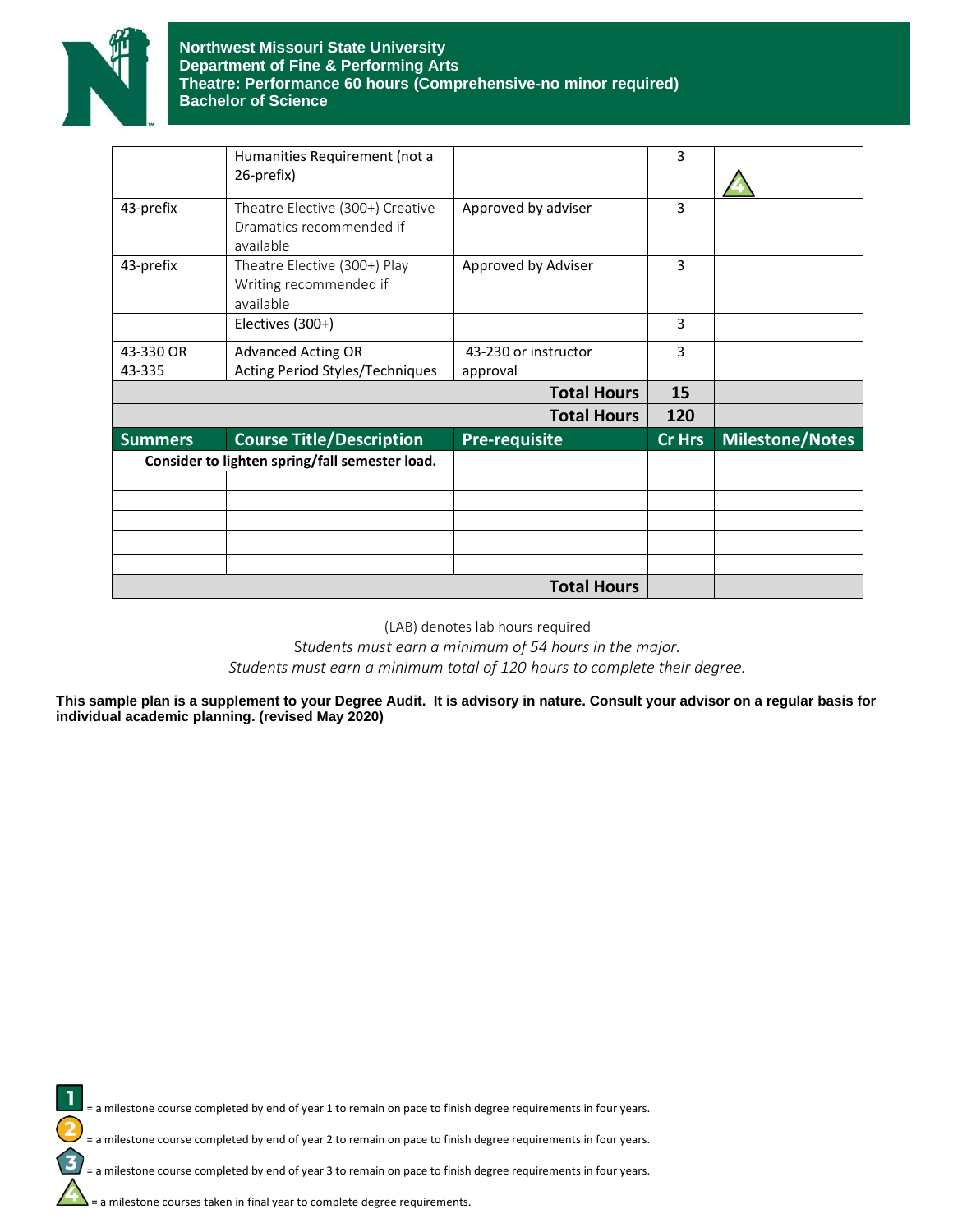**Northwest Missouri State University**
**Department of Fine & Performing Arts**
**Theatre: Performance 60 hours (Comprehensive-no minor required)**
**Bachelor of Science**

| | | | | |
|---|---|---|---|---|
| | Humanities Requirement (not a 26-prefix) | | 3 | 4 |
| 43-prefix | Theatre Elective (300+) Creative Dramatics recommended if available | Approved by adviser | 3 | |
| 43-prefix | Theatre Elective (300+) Play Writing recommended if available | Approved by Adviser | 3 | |
| | Electives (300+) | | 3 | |
| 43-330 OR 43-335 | Advanced Acting OR Acting Period Styles/Techniques | 43-230 or instructor approval | 3 | |
| | | **Total Hours** | **15** | |
| | | **Total Hours** | **120** | |
| **Summers** | **Course Title/Description** | **Pre-requisite** | **Cr Hrs** | **Milestone/Notes** |
| **Consider to lighten spring/fall semester load.** | | | | |
| | | | | |
| | | | | |
| | | | | |
| | | | | |
| | | | | |
| | | **Total Hours** | | |

(LAB) denotes lab hours required

*Students must earn a minimum of 54 hours in the major.*

*Students must earn a minimum total of 120 hours to complete their degree.*

**This sample plan is a supplement to your Degree Audit. It is advisory in nature. Consult your advisor on a regular basis for individual academic planning. (revised May 2020)**

1 = a milestone course completed by end of year 1 to remain on pace to finish degree requirements in four years.

2 = a milestone course completed by end of year 2 to remain on pace to finish degree requirements in four years.

3 = a milestone course completed by end of year 3 to remain on pace to finish degree requirements in four years.

4 = a milestone courses taken in final year to complete degree requirements.